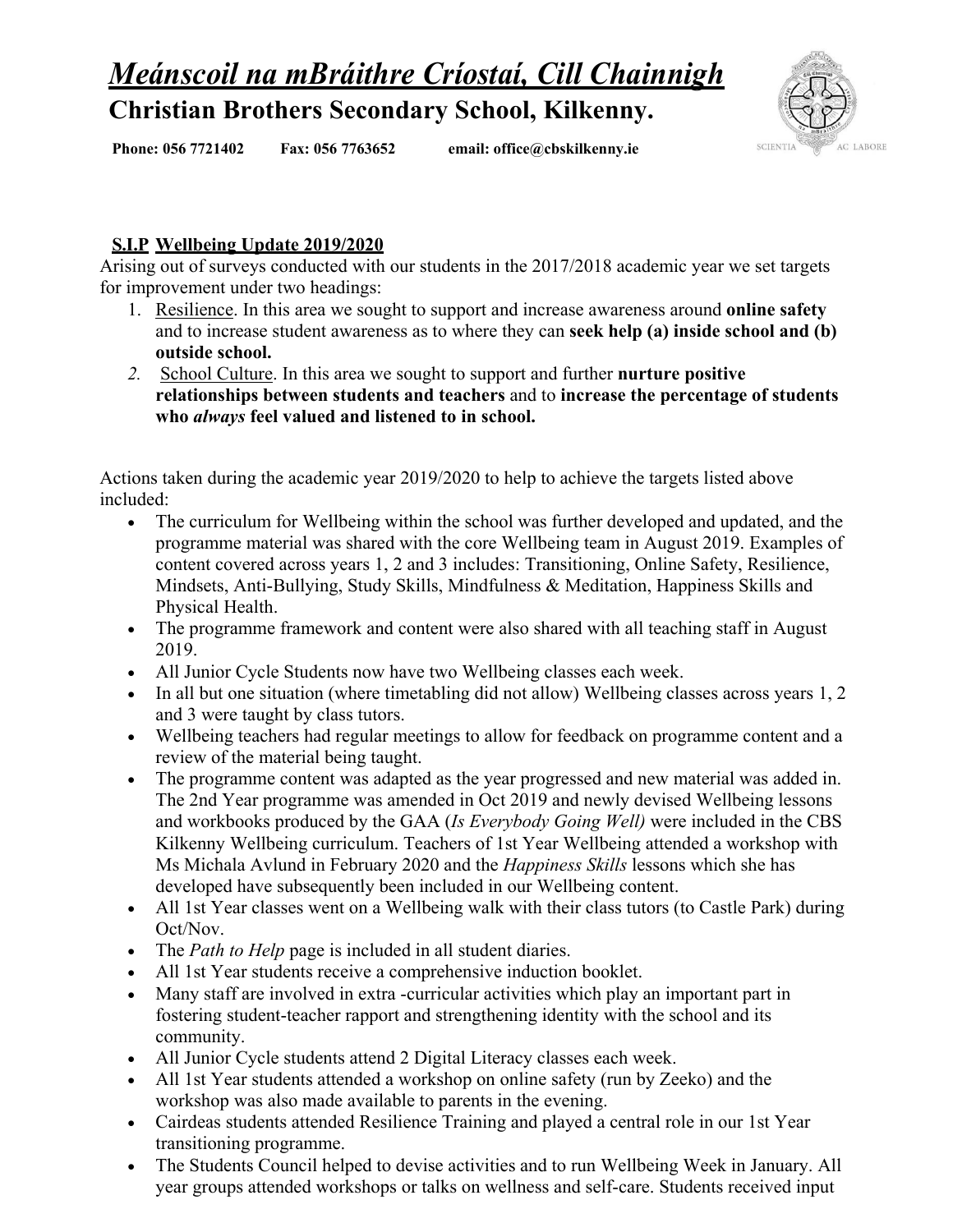# *Meánscoil na mBráithre Críostaí, Cill Chainnigh*

**Christian Brothers Secondary School, Kilkenny.**

**Phone: 056 7721402 Fax: 056 7763652 email: office@cbskilkenny.ie**

SCIENTIA AC LABORE

## S.I.P Wellbeing Update 2019/2020

Arising out of surveys conducted with our students in the 2017/2018 academic year we set targets for improvement under two headings:

1. Resilience. In this area we sought to support and increase awareness around **online safety** and to increase student awareness as to where they can **seek help (a) inside school and (b) outside school.**
2. School Culture. In this area we sought to support and further **nurture positive relationships between students and teachers** and to **increase the percentage of students who *always* feel valued and listened to in school.**

Actions taken during the academic year 2019/2020 to help to achieve the targets listed above included:

- The curriculum for Wellbeing within the school was further developed and updated, and the programme material was shared with the core Wellbeing team in August 2019. Examples of content covered across years 1, 2 and 3 includes: Transitioning, Online Safety, Resilience, Mindsets, Anti-Bullying, Study Skills, Mindfulness & Meditation, Happiness Skills and Physical Health.
- The programme framework and content were also shared with all teaching staff in August 2019.
- All Junior Cycle Students now have two Wellbeing classes each week.
- In all but one situation (where timetabling did not allow) Wellbeing classes across years 1, 2 and 3 were taught by class tutors.
- Wellbeing teachers had regular meetings to allow for feedback on programme content and a review of the material being taught.
- The programme content was adapted as the year progressed and new material was added in. The 2nd Year programme was amended in Oct 2019 and newly devised Wellbeing lessons and workbooks produced by the GAA (*Is Everybody Going Well)* were included in the CBS Kilkenny Wellbeing curriculum. Teachers of 1st Year Wellbeing attended a workshop with Ms Michala Avlund in February 2020 and the *Happiness Skills* lessons which she has developed have subsequently been included in our Wellbeing content.
- All 1st Year classes went on a Wellbeing walk with their class tutors (to Castle Park) during Oct/Nov.
- The *Path to Help* page is included in all student diaries.
- All 1st Year students receive a comprehensive induction booklet.
- Many staff are involved in extra -curricular activities which play an important part in fostering student-teacher rapport and strengthening identity with the school and its community.
- All Junior Cycle students attend 2 Digital Literacy classes each week.
- All 1st Year students attended a workshop on online safety (run by Zeeko) and the workshop was also made available to parents in the evening.
- Cairdeas students attended Resilience Training and played a central role in our 1st Year transitioning programme.
- The Students Council helped to devise activities and to run Wellbeing Week in January. All year groups attended workshops or talks on wellness and self-care. Students received input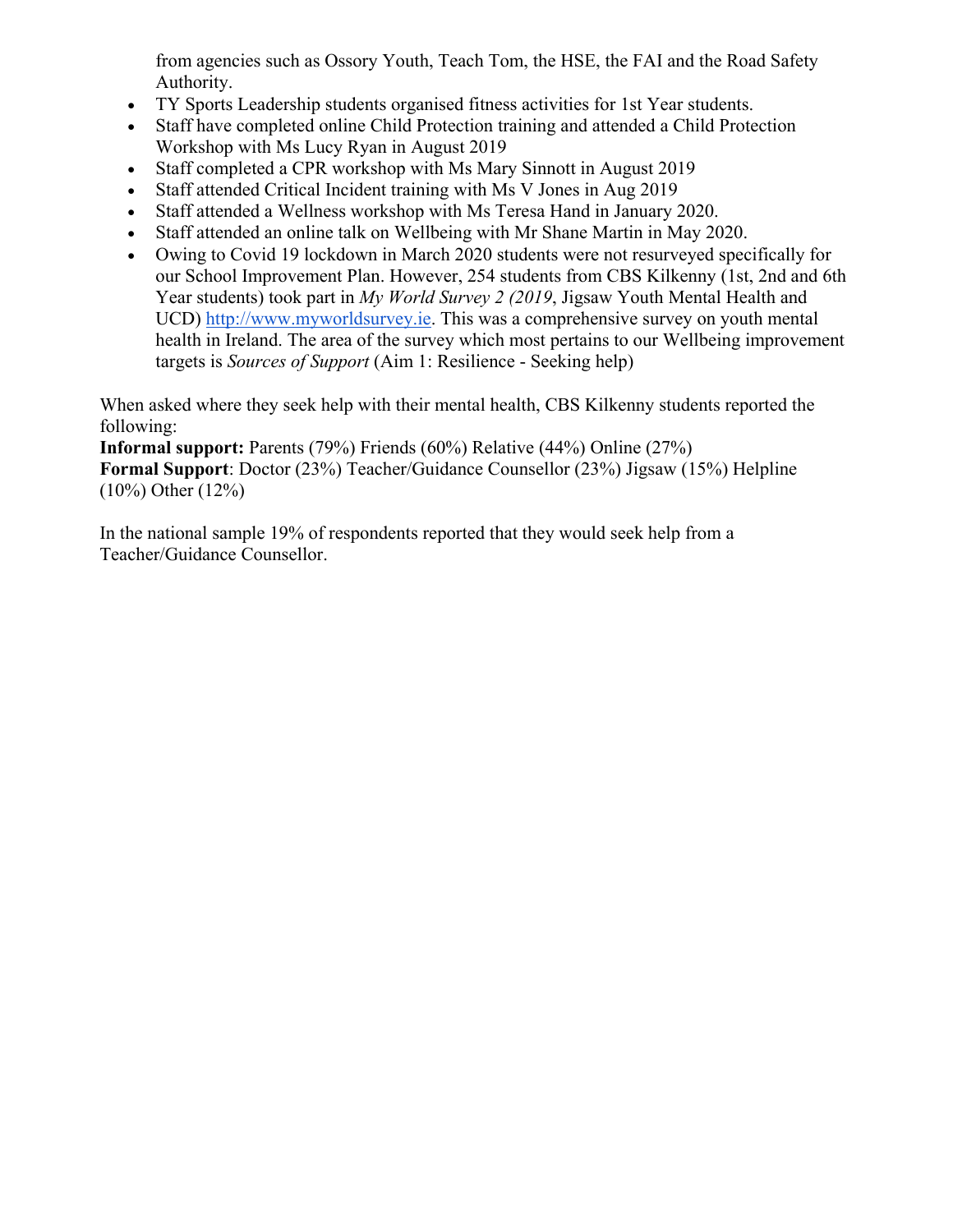from agencies such as Ossory Youth, Teach Tom, the HSE, the FAI and the Road Safety Authority.

- TY Sports Leadership students organised fitness activities for 1st Year students.
- Staff have completed online Child Protection training and attended a Child Protection Workshop with Ms Lucy Ryan in August 2019
- Staff completed a CPR workshop with Ms Mary Sinnott in August 2019
- Staff attended Critical Incident training with Ms V Jones in Aug 2019
- Staff attended a Wellness workshop with Ms Teresa Hand in January 2020.
- Staff attended an online talk on Wellbeing with Mr Shane Martin in May 2020.
- Owing to Covid 19 lockdown in March 2020 students were not resurveyed specifically for our School Improvement Plan. However, 254 students from CBS Kilkenny (1st, 2nd and 6th Year students) took part in *My World Survey 2 (2019*, Jigsaw Youth Mental Health and UCD) http://www.myworldsurvey.ie. This was a comprehensive survey on youth mental health in Ireland. The area of the survey which most pertains to our Wellbeing improvement targets is *Sources of Support* (Aim 1: Resilience - Seeking help)

When asked where they seek help with their mental health, CBS Kilkenny students reported the following:
**Informal support:** Parents (79%) Friends (60%) Relative (44%) Online (27%)
**Formal Support**: Doctor (23%) Teacher/Guidance Counsellor (23%) Jigsaw (15%) Helpline (10%) Other (12%)

In the national sample 19% of respondents reported that they would seek help from a Teacher/Guidance Counsellor.